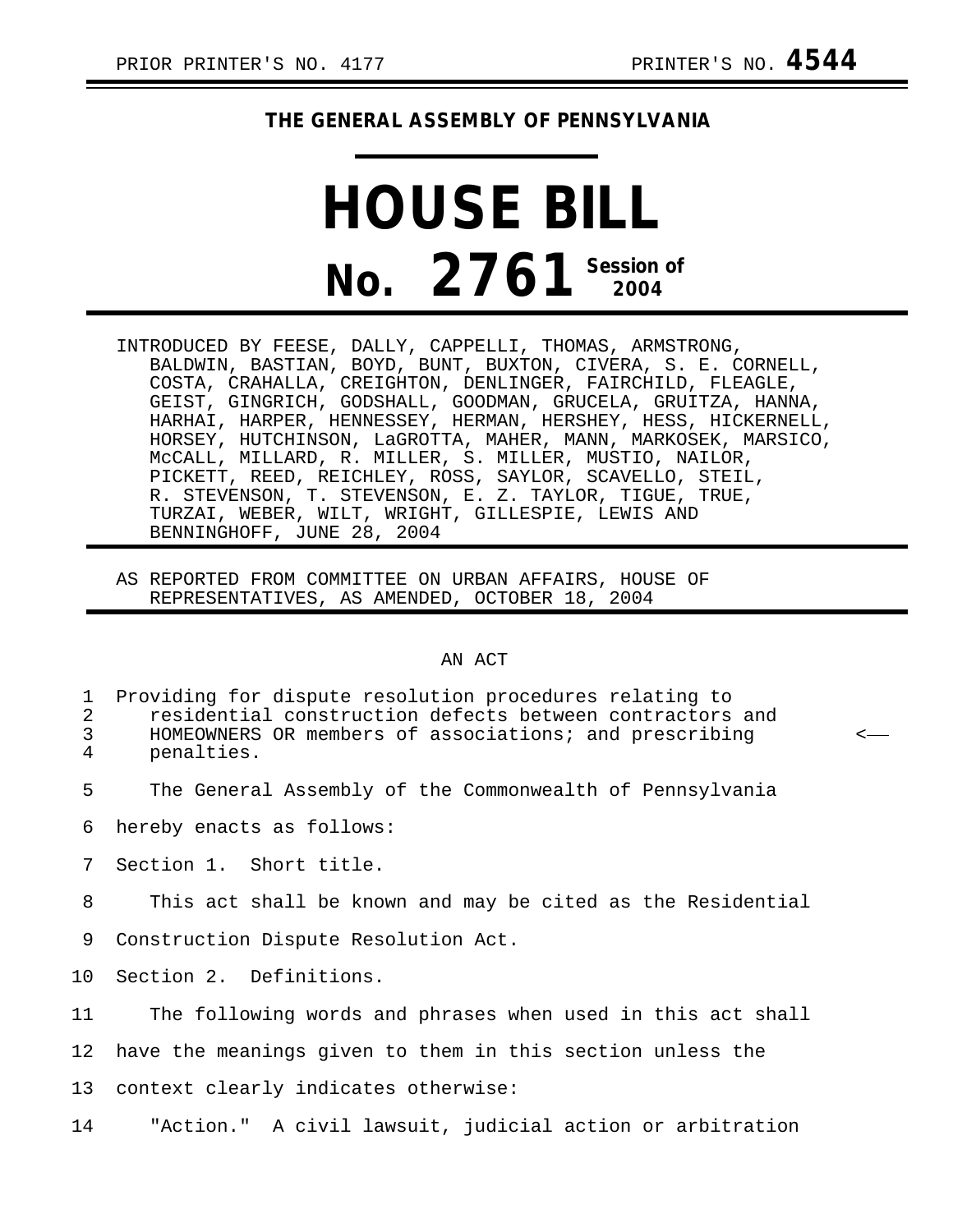PRIOR PRINTER'S NO. 4177 PRINTER'S NO. **4544**

**THE GENERAL ASSEMBLY OF PENNSYLVANIA**

# HOUSE BILL

# No. 2761 Session of 2004

INTRODUCED BY FEESE, DALLY, CAPPELLI, THOMAS, ARMSTRONG, BALDWIN, BASTIAN, BOYD, BUNT, BUXTON, CIVERA, S. E. CORNELL, COSTA, CRAHALLA, CREIGHTON, DENLINGER, FAIRCHILD, FLEAGLE, GEIST, GINGRICH, GODSHALL, GOODMAN, GRUCELA, GRUITZA, HANNA, HARHAI, HARPER, HENNESSEY, HERMAN, HERSHEY, HESS, HICKERNELL, HORSEY, HUTCHINSON, LaGROTTA, MAHER, MANN, MARKOSEK, MARSICO, McCALL, MILLARD, R. MILLER, S. MILLER, MUSTIO, NAILOR, PICKETT, REED, REICHLEY, ROSS, SAYLOR, SCAVELLO, STEIL, R. STEVENSON, T. STEVENSON, E. Z. TAYLOR, TIGUE, TRUE, TURZAI, WEBER, WILT, WRIGHT, GILLESPIE, LEWIS AND BENNINGHOFF, JUNE 28, 2004

AS REPORTED FROM COMMITTEE ON URBAN AFFAIRS, HOUSE OF REPRESENTATIVES, AS AMENDED, OCTOBER 18, 2004

AN ACT

1 Providing for dispute resolution procedures relating to
2 residential construction defects between contractors and
3 HOMEOWNERS OR members of associations; and prescribing <——
4 penalties.

5 The General Assembly of the Commonwealth of Pennsylvania
6 hereby enacts as follows:

7 Section 1. Short title.

8 This act shall be known and may be cited as the Residential
9 Construction Dispute Resolution Act.

10 Section 2. Definitions.

11 The following words and phrases when used in this act shall
12 have the meanings given to them in this section unless the
13 context clearly indicates otherwise:

14 "Action." A civil lawsuit, judicial action or arbitration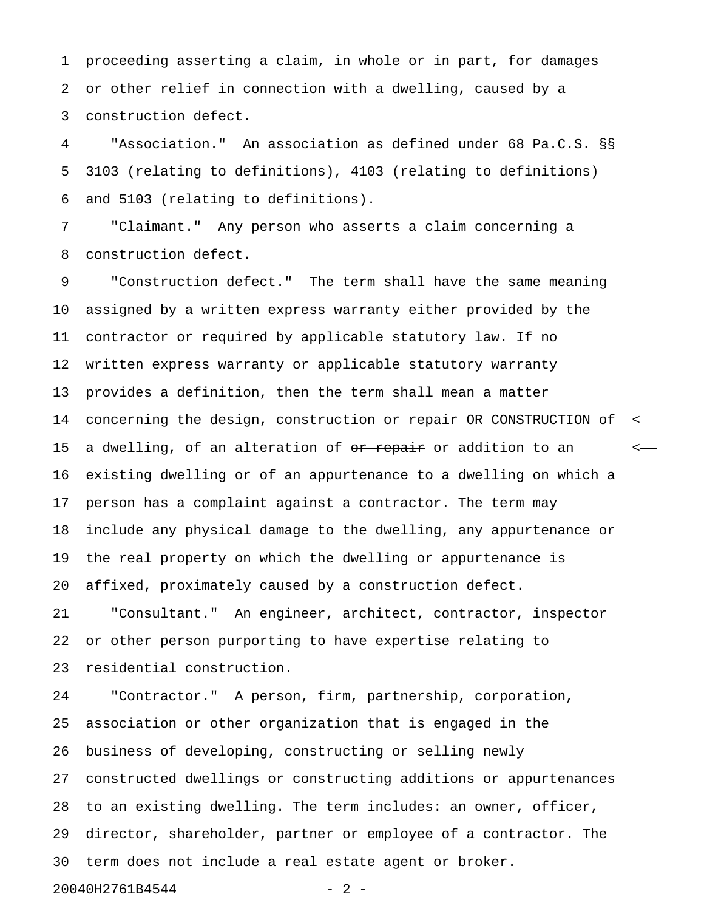proceeding asserting a claim, in whole or in part, for damages or other relief in connection with a dwelling, caused by a construction defect.

"Association." An association as defined under 68 Pa.C.S. §§ 3103 (relating to definitions), 4103 (relating to definitions) and 5103 (relating to definitions).

"Claimant." Any person who asserts a claim concerning a construction defect.

"Construction defect." The term shall have the same meaning assigned by a written express warranty either provided by the contractor or required by applicable statutory law. If no written express warranty or applicable statutory warranty provides a definition, then the term shall mean a matter concerning the design~~, construction or repair~~ OR CONSTRUCTION of a dwelling, of an alteration of ~~or repair~~ or addition to an existing dwelling or of an appurtenance to a dwelling on which a person has a complaint against a contractor. The term may include any physical damage to the dwelling, any appurtenance or the real property on which the dwelling or appurtenance is affixed, proximately caused by a construction defect.

"Consultant." An engineer, architect, contractor, inspector or other person purporting to have expertise relating to residential construction.

"Contractor." A person, firm, partnership, corporation, association or other organization that is engaged in the business of developing, constructing or selling newly constructed dwellings or constructing additions or appurtenances to an existing dwelling. The term includes: an owner, officer, director, shareholder, partner or employee of a contractor. The term does not include a real estate agent or broker.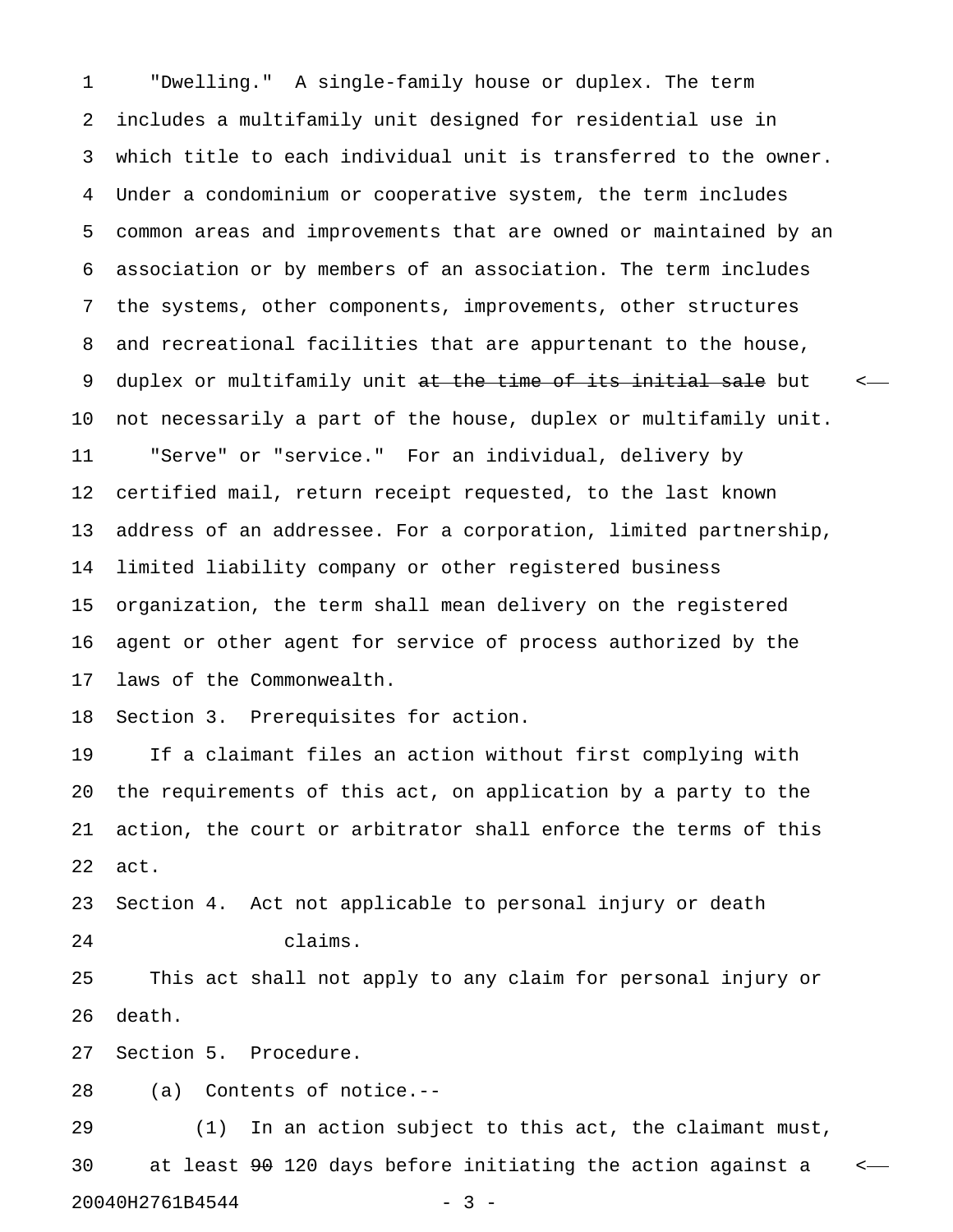"Dwelling." A single-family house or duplex. The term includes a multifamily unit designed for residential use in which title to each individual unit is transferred to the owner. Under a condominium or cooperative system, the term includes common areas and improvements that are owned or maintained by an association or by members of an association. The term includes the systems, other components, improvements, other structures and recreational facilities that are appurtenant to the house, duplex or multifamily unit ~~at the time of its initial sale~~ but not necessarily a part of the house, duplex or multifamily unit.

"Serve" or "service." For an individual, delivery by certified mail, return receipt requested, to the last known address of an addressee. For a corporation, limited partnership, limited liability company or other registered business organization, the term shall mean delivery on the registered agent or other agent for service of process authorized by the laws of the Commonwealth.

Section 3. Prerequisites for action.

If a claimant files an action without first complying with the requirements of this act, on application by a party to the action, the court or arbitrator shall enforce the terms of this act.

Section 4. Act not applicable to personal injury or death claims.

This act shall not apply to any claim for personal injury or death.

Section 5. Procedure.

(a) Contents of notice.--

(1) In an action subject to this act, the claimant must, at least ~~90~~ 120 days before initiating the action against a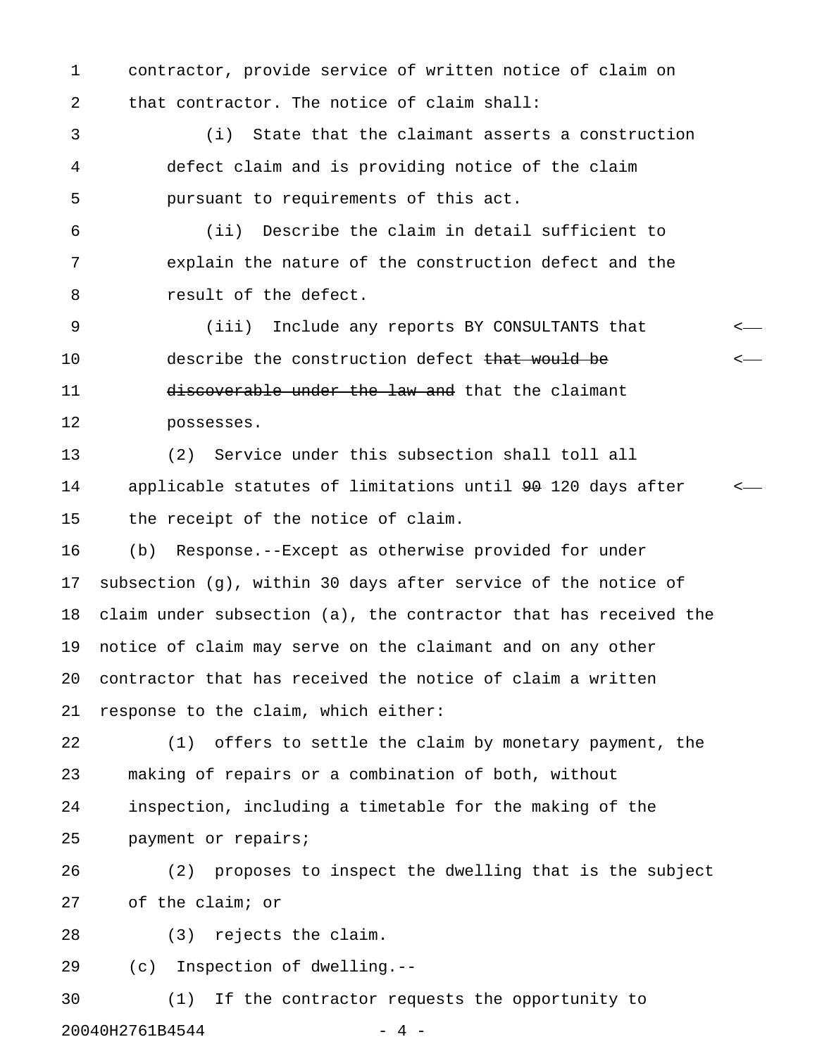contractor, provide service of written notice of claim on that contractor. The notice of claim shall:

(i) State that the claimant asserts a construction defect claim and is providing notice of the claim pursuant to requirements of this act.

(ii) Describe the claim in detail sufficient to explain the nature of the construction defect and the result of the defect.

(iii) Include any reports BY CONSULTANTS that describe the construction defect ~~that would be discoverable under the law and~~ that the claimant possesses.

(2) Service under this subsection shall toll all applicable statutes of limitations until ~~90~~ 120 days after the receipt of the notice of claim.

(b) Response.--Except as otherwise provided for under subsection (g), within 30 days after service of the notice of claim under subsection (a), the contractor that has received the notice of claim may serve on the claimant and on any other contractor that has received the notice of claim a written response to the claim, which either:

(1) offers to settle the claim by monetary payment, the making of repairs or a combination of both, without inspection, including a timetable for the making of the payment or repairs;

(2) proposes to inspect the dwelling that is the subject of the claim; or

(3) rejects the claim.

(c) Inspection of dwelling.--

(1) If the contractor requests the opportunity to

20040H2761B4544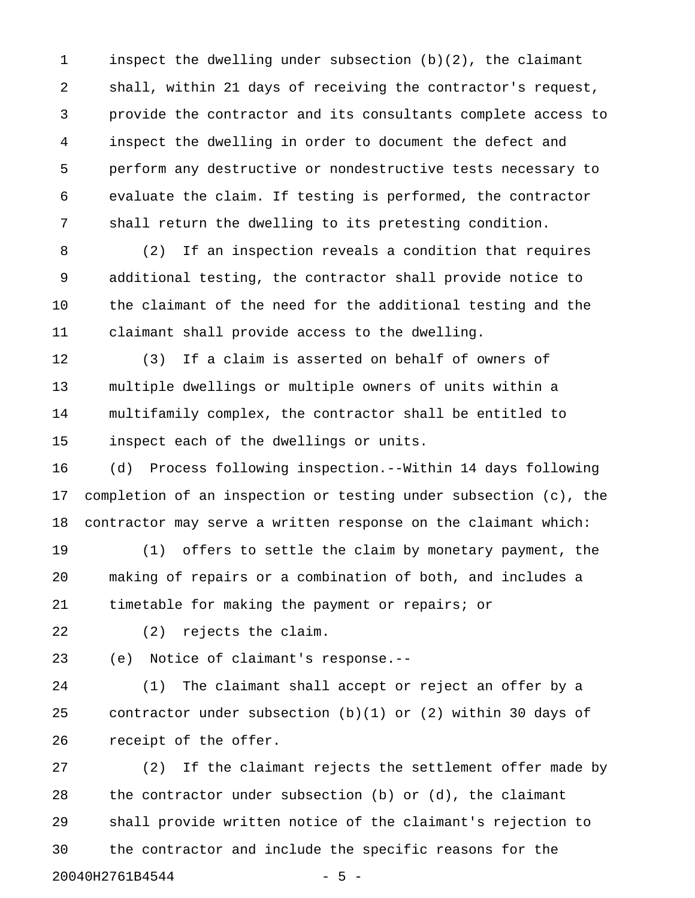inspect the dwelling under subsection (b)(2), the claimant shall, within 21 days of receiving the contractor's request, provide the contractor and its consultants complete access to inspect the dwelling in order to document the defect and perform any destructive or nondestructive tests necessary to evaluate the claim. If testing is performed, the contractor shall return the dwelling to its pretesting condition.

(2) If an inspection reveals a condition that requires additional testing, the contractor shall provide notice to the claimant of the need for the additional testing and the claimant shall provide access to the dwelling.

(3) If a claim is asserted on behalf of owners of multiple dwellings or multiple owners of units within a multifamily complex, the contractor shall be entitled to inspect each of the dwellings or units.

(d) Process following inspection.--Within 14 days following completion of an inspection or testing under subsection (c), the contractor may serve a written response on the claimant which:

(1) offers to settle the claim by monetary payment, the making of repairs or a combination of both, and includes a timetable for making the payment or repairs; or

(2) rejects the claim.

(e) Notice of claimant's response.--

(1) The claimant shall accept or reject an offer by a contractor under subsection (b)(1) or (2) within 30 days of receipt of the offer.

(2) If the claimant rejects the settlement offer made by the contractor under subsection (b) or (d), the claimant shall provide written notice of the claimant's rejection to the contractor and include the specific reasons for the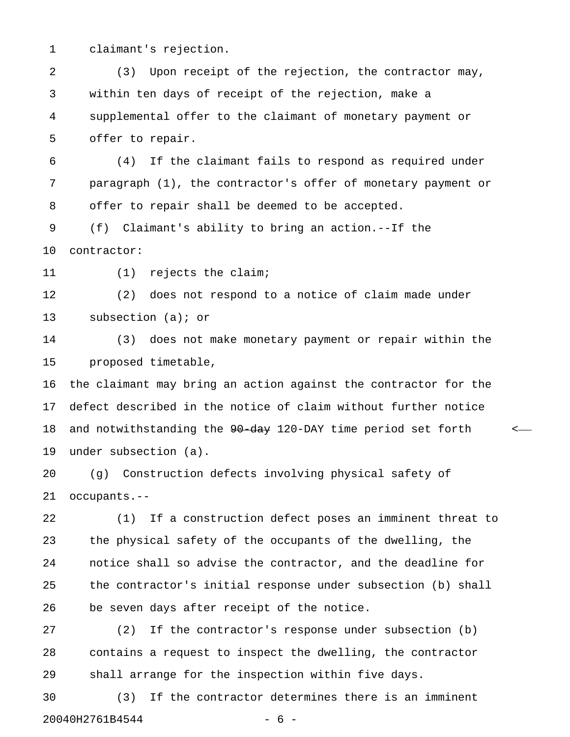claimant's rejection.

(3) Upon receipt of the rejection, the contractor may, within ten days of receipt of the rejection, make a supplemental offer to the claimant of monetary payment or offer to repair.

(4) If the claimant fails to respond as required under paragraph (1), the contractor's offer of monetary payment or offer to repair shall be deemed to be accepted.

(f) Claimant's ability to bring an action.--If the contractor:

(1) rejects the claim;

(2) does not respond to a notice of claim made under subsection (a); or

(3) does not make monetary payment or repair within the proposed timetable,

the claimant may bring an action against the contractor for the defect described in the notice of claim without further notice and notwithstanding the ~~90-day~~ 120-DAY time period set forth under subsection (a).

(g) Construction defects involving physical safety of occupants.--

(1) If a construction defect poses an imminent threat to the physical safety of the occupants of the dwelling, the notice shall so advise the contractor, and the deadline for the contractor's initial response under subsection (b) shall be seven days after receipt of the notice.

(2) If the contractor's response under subsection (b) contains a request to inspect the dwelling, the contractor shall arrange for the inspection within five days.

(3) If the contractor determines there is an imminent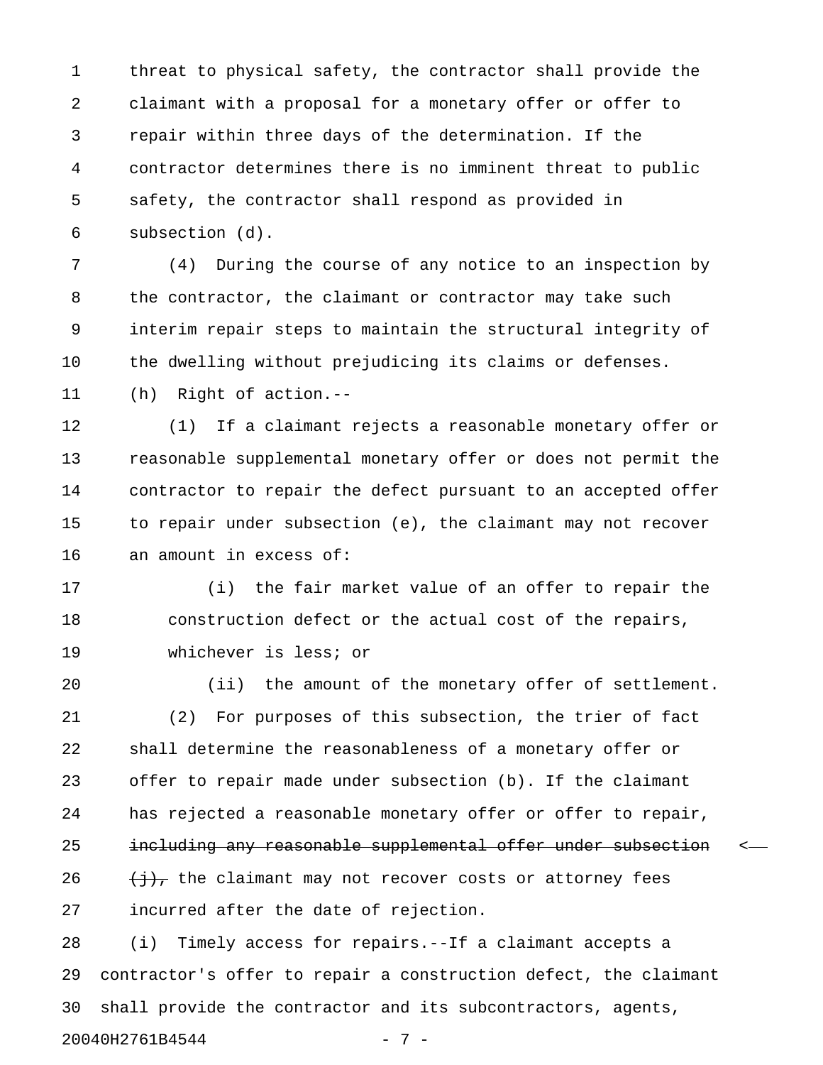threat to physical safety, the contractor shall provide the claimant with a proposal for a monetary offer or offer to repair within three days of the determination. If the contractor determines there is no imminent threat to public safety, the contractor shall respond as provided in subsection (d).

(4) During the course of any notice to an inspection by the contractor, the claimant or contractor may take such interim repair steps to maintain the structural integrity of the dwelling without prejudicing its claims or defenses.

(h) Right of action.--

(1) If a claimant rejects a reasonable monetary offer or reasonable supplemental monetary offer or does not permit the contractor to repair the defect pursuant to an accepted offer to repair under subsection (e), the claimant may not recover an amount in excess of:

(i) the fair market value of an offer to repair the construction defect or the actual cost of the repairs, whichever is less; or

(ii) the amount of the monetary offer of settlement.

(2) For purposes of this subsection, the trier of fact shall determine the reasonableness of a monetary offer or offer to repair made under subsection (b). If the claimant has rejected a reasonable monetary offer or offer to repair, ~~including any reasonable supplemental offer under subsection (j),~~ the claimant may not recover costs or attorney fees incurred after the date of rejection.

(i) Timely access for repairs.--If a claimant accepts a contractor's offer to repair a construction defect, the claimant shall provide the contractor and its subcontractors, agents,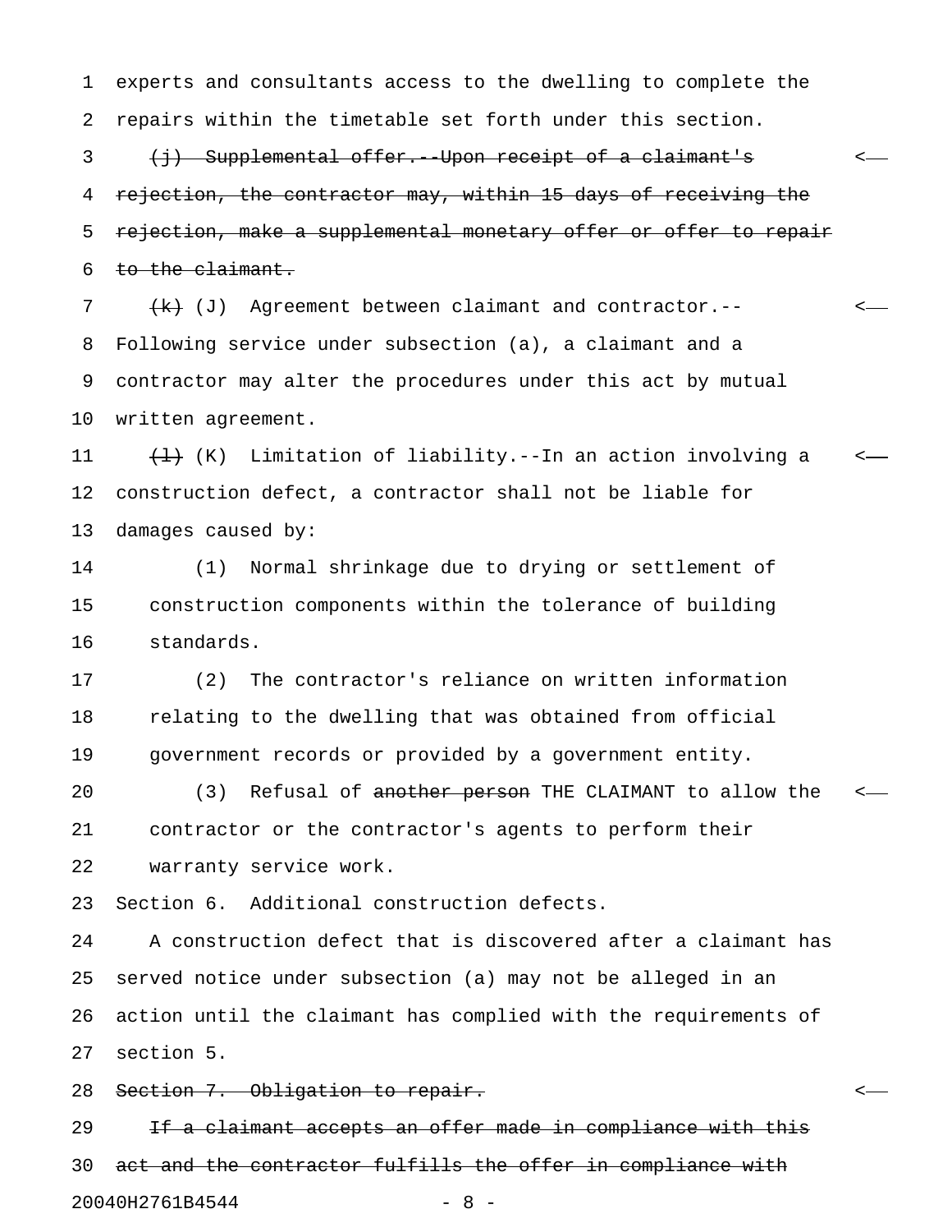experts and consultants access to the dwelling to complete the repairs within the timetable set forth under this section.

~~(j) Supplemental offer.--Upon receipt of a claimant's rejection, the contractor may, within 15 days of receiving the rejection, make a supplemental monetary offer or offer to repair to the claimant.~~

~~(k)~~ (J) Agreement between claimant and contractor.--Following service under subsection (a), a claimant and a contractor may alter the procedures under this act by mutual written agreement.

~~(l)~~ (K) Limitation of liability.--In an action involving a construction defect, a contractor shall not be liable for damages caused by:

(1) Normal shrinkage due to drying or settlement of construction components within the tolerance of building standards.

(2) The contractor's reliance on written information relating to the dwelling that was obtained from official government records or provided by a government entity.

(3) Refusal of ~~another person~~ THE CLAIMANT to allow the contractor or the contractor's agents to perform their warranty service work.

Section 6. Additional construction defects.

A construction defect that is discovered after a claimant has served notice under subsection (a) may not be alleged in an action until the claimant has complied with the requirements of section 5.

~~Section 7. Obligation to repair.~~

~~If a claimant accepts an offer made in compliance with this act and the contractor fulfills the offer in compliance with~~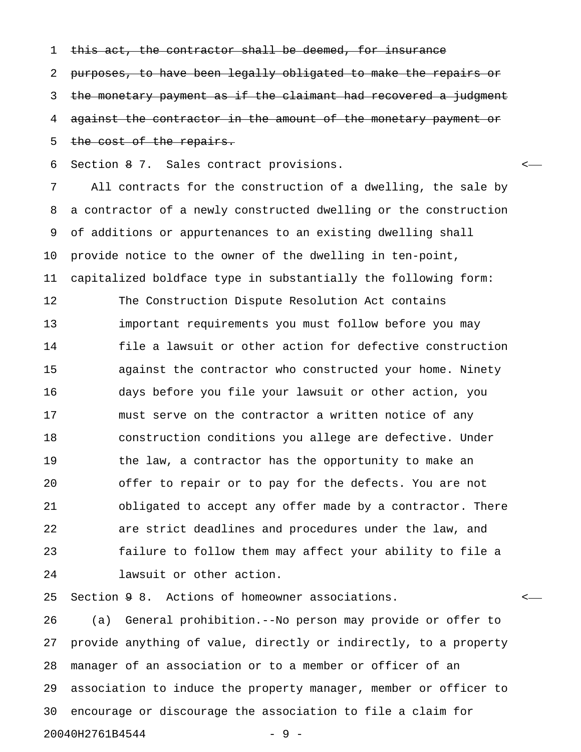~~this act, the contractor shall be deemed, for insurance purposes, to have been legally obligated to make the repairs or the monetary payment as if the claimant had recovered a judgment against the contractor in the amount of the monetary payment or the cost of the repairs.~~

Section ~~8~~ 7. Sales contract provisions.

All contracts for the construction of a dwelling, the sale by a contractor of a newly constructed dwelling or the construction of additions or appurtenances to an existing dwelling shall provide notice to the owner of the dwelling in ten-point, capitalized boldface type in substantially the following form:

> The Construction Dispute Resolution Act contains important requirements you must follow before you may file a lawsuit or other action for defective construction against the contractor who constructed your home. Ninety days before you file your lawsuit or other action, you must serve on the contractor a written notice of any construction conditions you allege are defective. Under the law, a contractor has the opportunity to make an offer to repair or to pay for the defects. You are not obligated to accept any offer made by a contractor. There are strict deadlines and procedures under the law, and failure to follow them may affect your ability to file a lawsuit or other action.

Section ~~9~~ 8. Actions of homeowner associations.

(a) General prohibition.--No person may provide or offer to provide anything of value, directly or indirectly, to a property manager of an association or to a member or officer of an association to induce the property manager, member or officer to encourage or discourage the association to file a claim for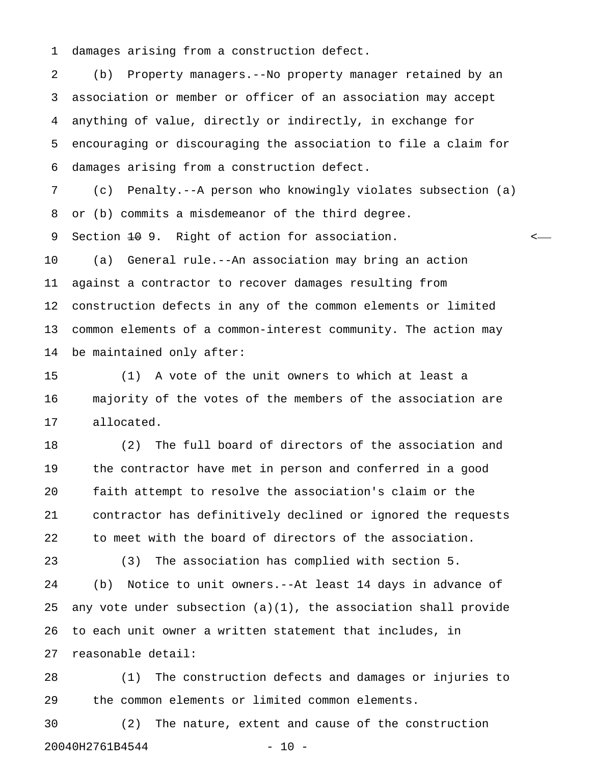damages arising from a construction defect.

(b) Property managers.--No property manager retained by an association or member or officer of an association may accept anything of value, directly or indirectly, in exchange for encouraging or discouraging the association to file a claim for damages arising from a construction defect.

(c) Penalty.--A person who knowingly violates subsection (a) or (b) commits a misdemeanor of the third degree.

Section ~~10~~ 9. Right of action for association.

(a) General rule.--An association may bring an action against a contractor to recover damages resulting from construction defects in any of the common elements or limited common elements of a common-interest community. The action may be maintained only after:

(1) A vote of the unit owners to which at least a majority of the votes of the members of the association are allocated.

(2) The full board of directors of the association and the contractor have met in person and conferred in a good faith attempt to resolve the association's claim or the contractor has definitively declined or ignored the requests to meet with the board of directors of the association.

(3) The association has complied with section 5.

(b) Notice to unit owners.--At least 14 days in advance of any vote under subsection (a)(1), the association shall provide to each unit owner a written statement that includes, in reasonable detail:

(1) The construction defects and damages or injuries to the common elements or limited common elements.

(2) The nature, extent and cause of the construction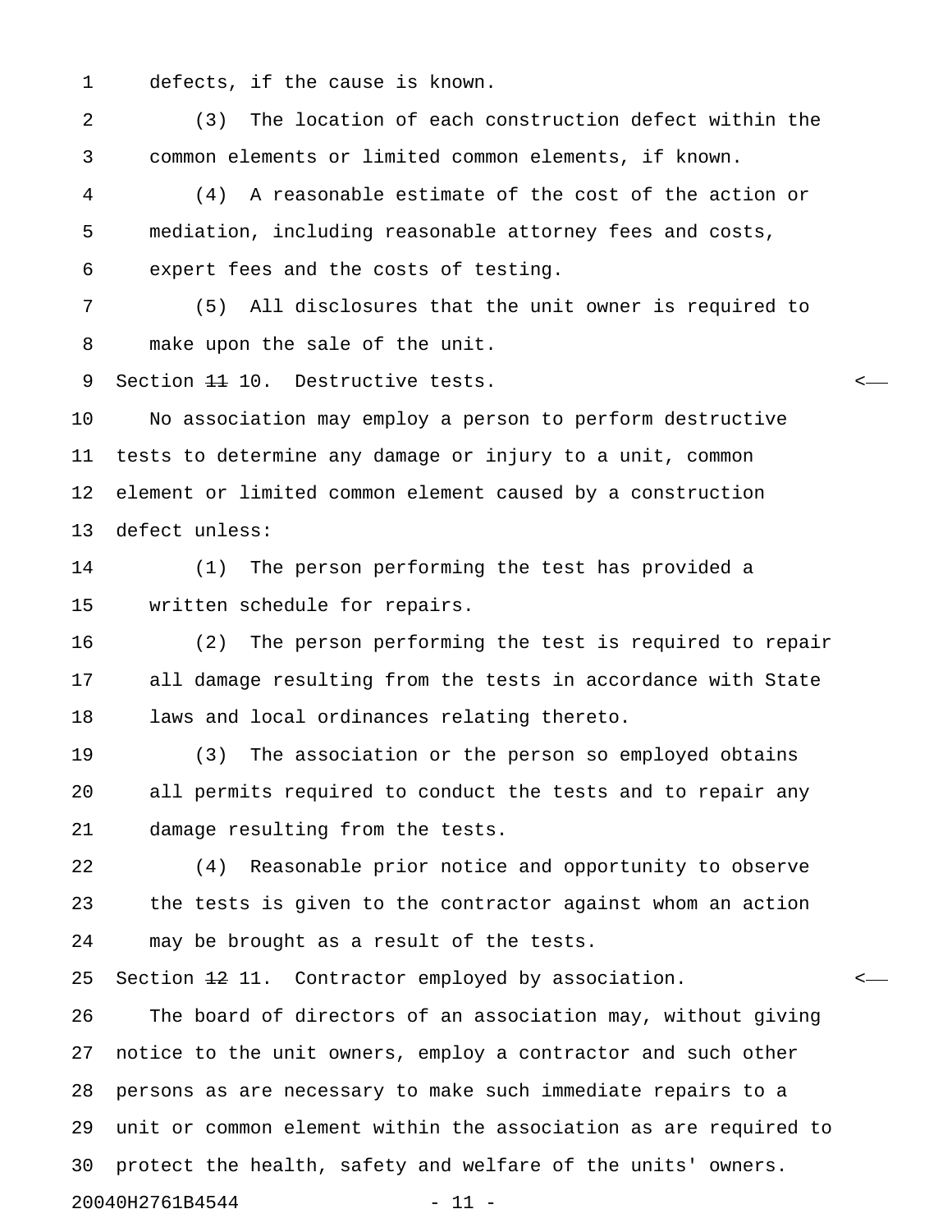defects, if the cause is known.

(3) The location of each construction defect within the common elements or limited common elements, if known.

(4) A reasonable estimate of the cost of the action or mediation, including reasonable attorney fees and costs, expert fees and the costs of testing.

(5) All disclosures that the unit owner is required to make upon the sale of the unit.

Section ~~11~~ 10. Destructive tests.

No association may employ a person to perform destructive tests to determine any damage or injury to a unit, common element or limited common element caused by a construction defect unless:

(1) The person performing the test has provided a written schedule for repairs.

(2) The person performing the test is required to repair all damage resulting from the tests in accordance with State laws and local ordinances relating thereto.

(3) The association or the person so employed obtains all permits required to conduct the tests and to repair any damage resulting from the tests.

(4) Reasonable prior notice and opportunity to observe the tests is given to the contractor against whom an action may be brought as a result of the tests.

Section ~~12~~ 11. Contractor employed by association.

The board of directors of an association may, without giving notice to the unit owners, employ a contractor and such other persons as are necessary to make such immediate repairs to a unit or common element within the association as are required to protect the health, safety and welfare of the units' owners.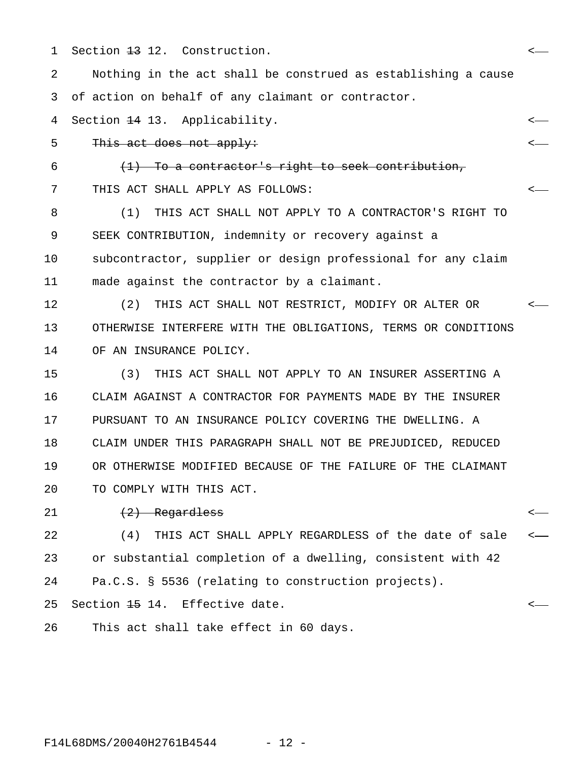Section ~~13~~ 12. Construction.

Nothing in the act shall be construed as establishing a cause of action on behalf of any claimant or contractor.

Section ~~14~~ 13. Applicability.

~~This act does not apply:~~

~~(1) To a contractor's right to seek contribution,~~

THIS ACT SHALL APPLY AS FOLLOWS:

(1) THIS ACT SHALL NOT APPLY TO A CONTRACTOR'S RIGHT TO SEEK CONTRIBUTION, indemnity or recovery against a subcontractor, supplier or design professional for any claim made against the contractor by a claimant.

(2) THIS ACT SHALL NOT RESTRICT, MODIFY OR ALTER OR OTHERWISE INTERFERE WITH THE OBLIGATIONS, TERMS OR CONDITIONS OF AN INSURANCE POLICY.

(3) THIS ACT SHALL NOT APPLY TO AN INSURER ASSERTING A CLAIM AGAINST A CONTRACTOR FOR PAYMENTS MADE BY THE INSURER PURSUANT TO AN INSURANCE POLICY COVERING THE DWELLING. A CLAIM UNDER THIS PARAGRAPH SHALL NOT BE PREJUDICED, REDUCED OR OTHERWISE MODIFIED BECAUSE OF THE FAILURE OF THE CLAIMANT TO COMPLY WITH THIS ACT.

~~(2) Regardless~~

(4) THIS ACT SHALL APPLY REGARDLESS of the date of sale or substantial completion of a dwelling, consistent with 42 Pa.C.S. § 5536 (relating to construction projects).

Section ~~15~~ 14. Effective date.

This act shall take effect in 60 days.